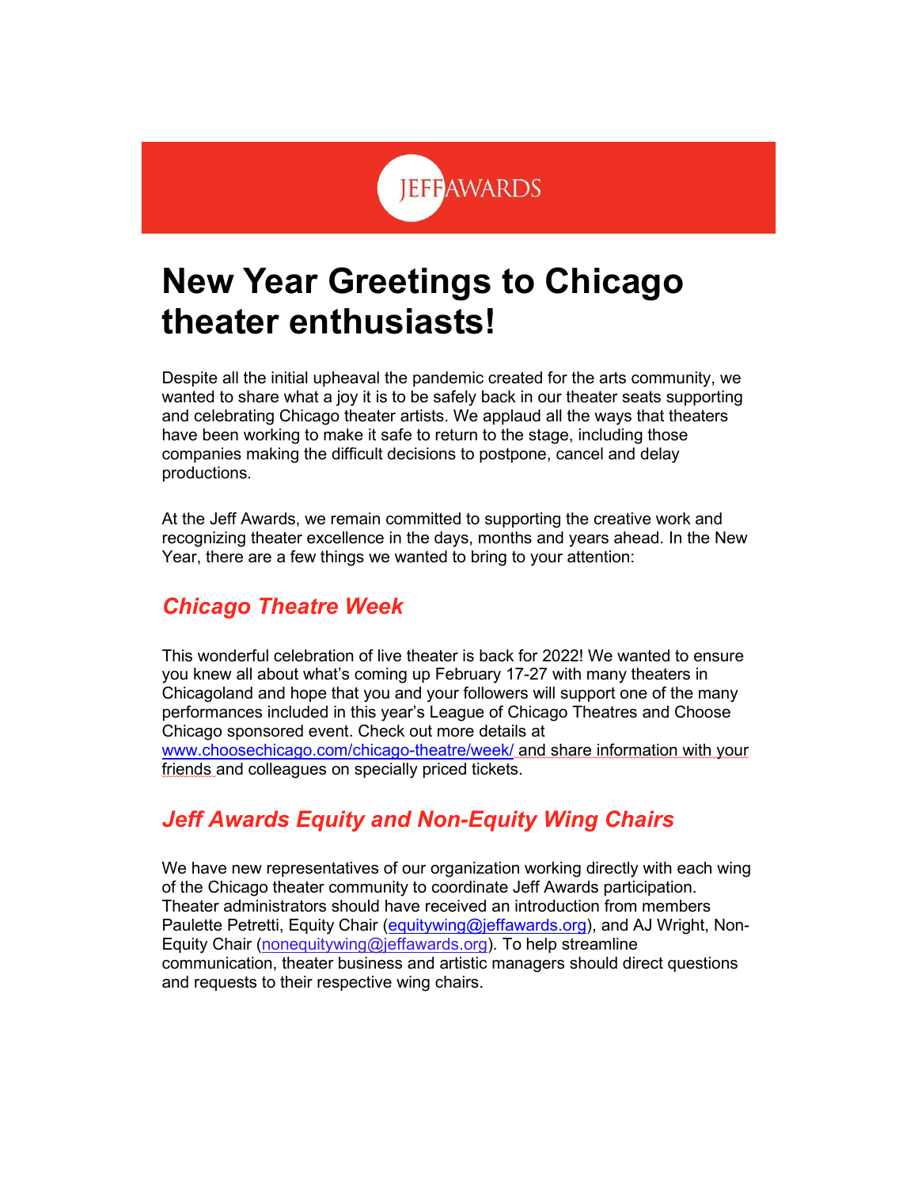JEFF AWARDS

# New Year Greetings to Chicago theater enthusiasts!

Despite all the initial upheaval the pandemic created for the arts community, we wanted to share what a joy it is to be safely back in our theater seats supporting and celebrating Chicago theater artists. We applaud all the ways that theaters have been working to make it safe to return to the stage, including those companies making the difficult decisions to postpone, cancel and delay productions.

At the Jeff Awards, we remain committed to supporting the creative work and recognizing theater excellence in the days, months and years ahead. In the New Year, there are a few things we wanted to bring to your attention:

## *Chicago Theatre Week*

This wonderful celebration of live theater is back for 2022! We wanted to ensure you knew all about what's coming up February 17-27 with many theaters in Chicagoland and hope that you and your followers will support one of the many performances included in this year's League of Chicago Theatres and Choose Chicago sponsored event. Check out more details at www.choosechicago.com/chicago-theatre/week/ and share information with your friends and colleagues on specially priced tickets.

## *Jeff Awards Equity and Non-Equity Wing Chairs*

We have new representatives of our organization working directly with each wing of the Chicago theater community to coordinate Jeff Awards participation. Theater administrators should have received an introduction from members Paulette Petretti, Equity Chair (equitywing@jeffawards.org), and AJ Wright, Non-Equity Chair (nonequitywing@jeffawards.org). To help streamline communication, theater business and artistic managers should direct questions and requests to their respective wing chairs.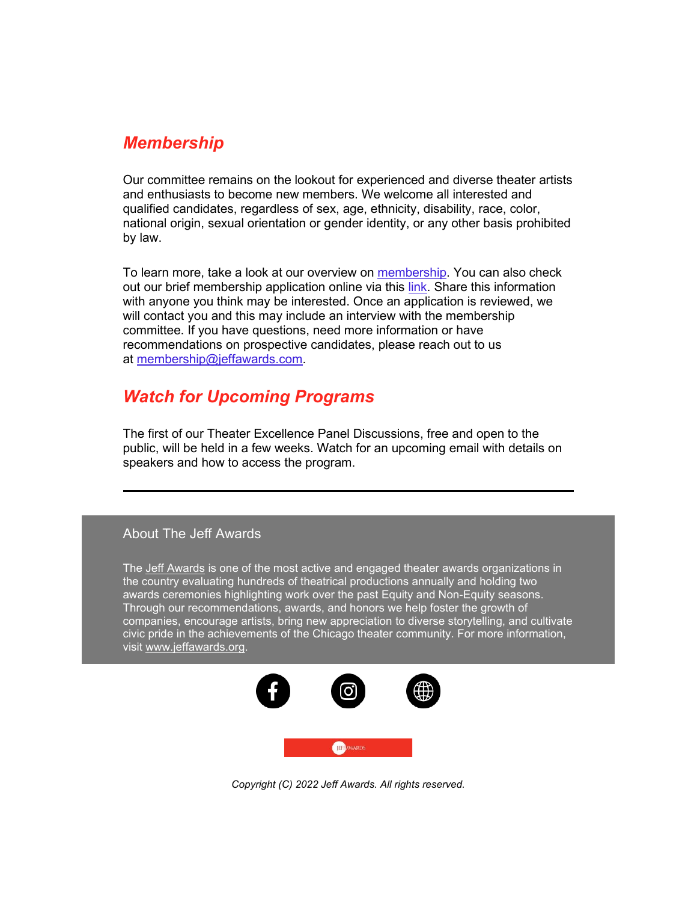## ***Membership***

Our committee remains on the lookout for experienced and diverse theater artists and enthusiasts to become new members. We welcome all interested and qualified candidates, regardless of sex, age, ethnicity, disability, race, color, national origin, sexual orientation or gender identity, or any other basis prohibited by law.

To learn more, take a look at our overview on membership. You can also check out our brief membership application online via this link. Share this information with anyone you think may be interested. Once an application is reviewed, we will contact you and this may include an interview with the membership committee. If you have questions, need more information or have recommendations on prospective candidates, please reach out to us at membership@jeffawards.com.

## ***Watch for Upcoming Programs***

The first of our Theater Excellence Panel Discussions, free and open to the public, will be held in a few weeks. Watch for an upcoming email with details on speakers and how to access the program.

---

### About The Jeff Awards

The Jeff Awards is one of the most active and engaged theater awards organizations in the country evaluating hundreds of theatrical productions annually and holding two awards ceremonies highlighting work over the past Equity and Non-Equity seasons. Through our recommendations, awards, and honors we help foster the growth of companies, encourage artists, bring new appreciation to diverse storytelling, and cultivate civic pride in the achievements of the Chicago theater community. For more information, visit www.jeffawards.org.

JEFF AWARDS

*Copyright (C) 2022 Jeff Awards. All rights reserved.*